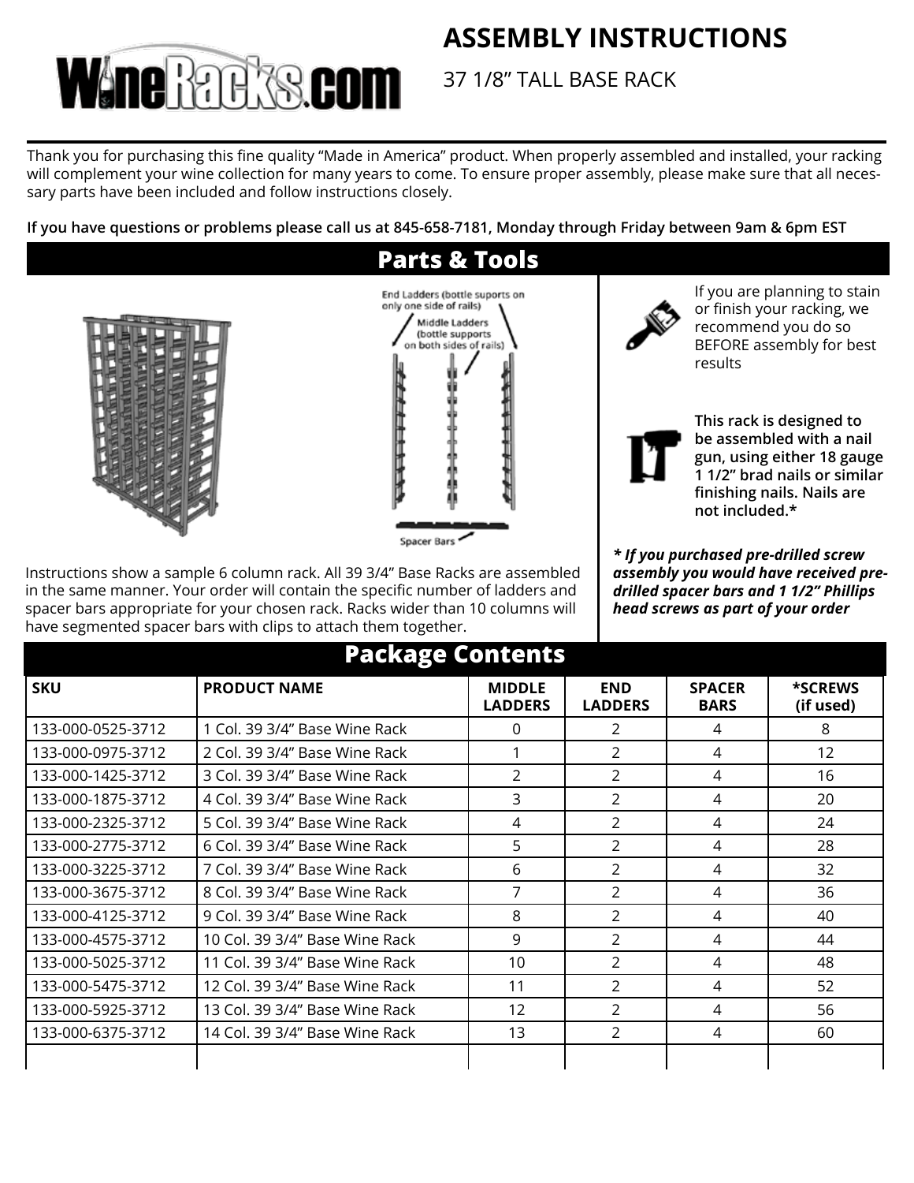# ASSEMBLY INSTRUCTIONS

37 1/8" TALL BASE RACK

Thank you for purchasing this fine quality "Made in America" product. When properly assembled and installed, your racking will complement your wine collection for many years to come. To ensure proper assembly, please make sure that all necessary parts have been included and follow instructions closely.

**If you have questions or problems please call us at 845-658-7181, Monday through Friday between 9am & 6pm EST**

## Parts & Tools

End Ladders (bottle suports on only one side of rails)

Middle Ladders (bottle supports on both sides of rails)

Spacer Bars

Instructions show a sample 6 column rack. All 39 3/4" Base Racks are assembled in the same manner. Your order will contain the specific number of ladders and spacer bars appropriate for your chosen rack. Racks wider than 10 columns will have segmented spacer bars with clips to attach them together.

If you are planning to stain or finish your racking, we recommend you do so BEFORE assembly for best results

**This rack is designed to be assembled with a nail gun, using either 18 gauge 1 1/2" brad nails or similar finishing nails. Nails are not included.***

***\* If you purchased pre-drilled screw assembly you would have received pre-drilled spacer bars and 1 1/2" Phillips head screws as part of your order***

## Package Contents

| SKU | PRODUCT NAME | MIDDLE LADDERS | END LADDERS | SPACER BARS | *SCREWS (if used) |
|---|---|---|---|---|---|
| 133-000-0525-3712 | 1 Col. 39 3/4" Base Wine Rack | 0 | 2 | 4 | 8 |
| 133-000-0975-3712 | 2 Col. 39 3/4" Base Wine Rack | 1 | 2 | 4 | 12 |
| 133-000-1425-3712 | 3 Col. 39 3/4" Base Wine Rack | 2 | 2 | 4 | 16 |
| 133-000-1875-3712 | 4 Col. 39 3/4" Base Wine Rack | 3 | 2 | 4 | 20 |
| 133-000-2325-3712 | 5 Col. 39 3/4" Base Wine Rack | 4 | 2 | 4 | 24 |
| 133-000-2775-3712 | 6 Col. 39 3/4" Base Wine Rack | 5 | 2 | 4 | 28 |
| 133-000-3225-3712 | 7 Col. 39 3/4" Base Wine Rack | 6 | 2 | 4 | 32 |
| 133-000-3675-3712 | 8 Col. 39 3/4" Base Wine Rack | 7 | 2 | 4 | 36 |
| 133-000-4125-3712 | 9 Col. 39 3/4" Base Wine Rack | 8 | 2 | 4 | 40 |
| 133-000-4575-3712 | 10 Col. 39 3/4" Base Wine Rack | 9 | 2 | 4 | 44 |
| 133-000-5025-3712 | 11 Col. 39 3/4" Base Wine Rack | 10 | 2 | 4 | 48 |
| 133-000-5475-3712 | 12 Col. 39 3/4" Base Wine Rack | 11 | 2 | 4 | 52 |
| 133-000-5925-3712 | 13 Col. 39 3/4" Base Wine Rack | 12 | 2 | 4 | 56 |
| 133-000-6375-3712 | 14 Col. 39 3/4" Base Wine Rack | 13 | 2 | 4 | 60 |
| | | | | | |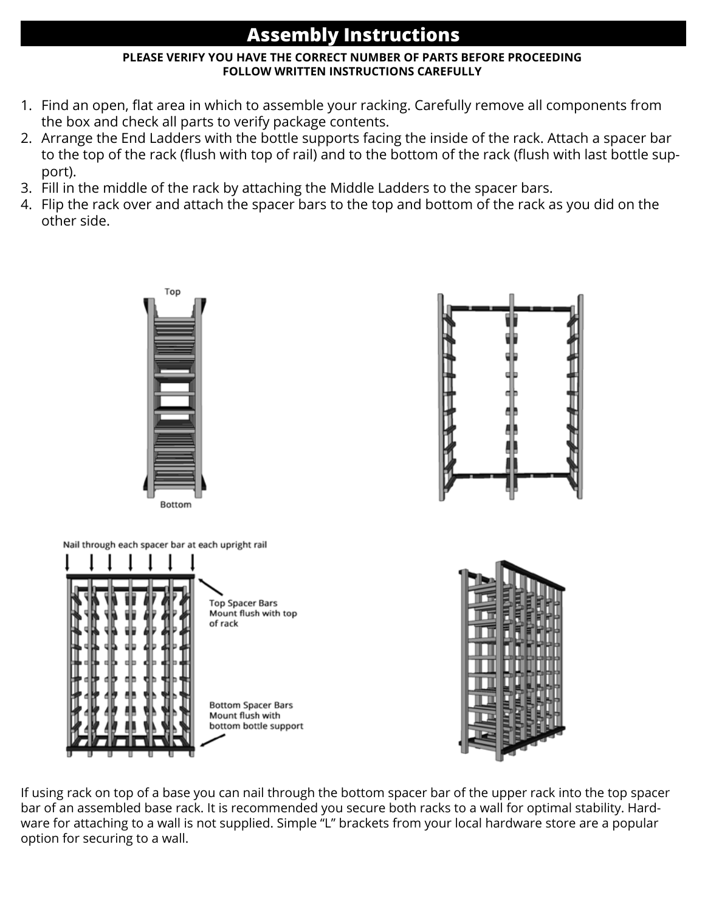# Assembly Instructions

**PLEASE VERIFY YOU HAVE THE CORRECT NUMBER OF PARTS BEFORE PROCEEDING**
**FOLLOW WRITTEN INSTRUCTIONS CAREFULLY**

1. Find an open, flat area in which to assemble your racking. Carefully remove all components from the box and check all parts to verify package contents.
2. Arrange the End Ladders with the bottle supports facing the inside of the rack. Attach a spacer bar to the top of the rack (flush with top of rail) and to the bottom of the rack (flush with last bottle support).
3. Fill in the middle of the rack by attaching the Middle Ladders to the spacer bars.
4. Flip the rack over and attach the spacer bars to the top and bottom of the rack as you did on the other side.

Top

Bottom

Nail through each spacer bar at each upright rail

Top Spacer Bars
Mount flush with top of rack

Bottom Spacer Bars
Mount flush with bottom bottle support

If using rack on top of a base you can nail through the bottom spacer bar of the upper rack into the top spacer bar of an assembled base rack. It is recommended you secure both racks to a wall for optimal stability. Hardware for attaching to a wall is not supplied. Simple "L" brackets from your local hardware store are a popular option for securing to a wall.